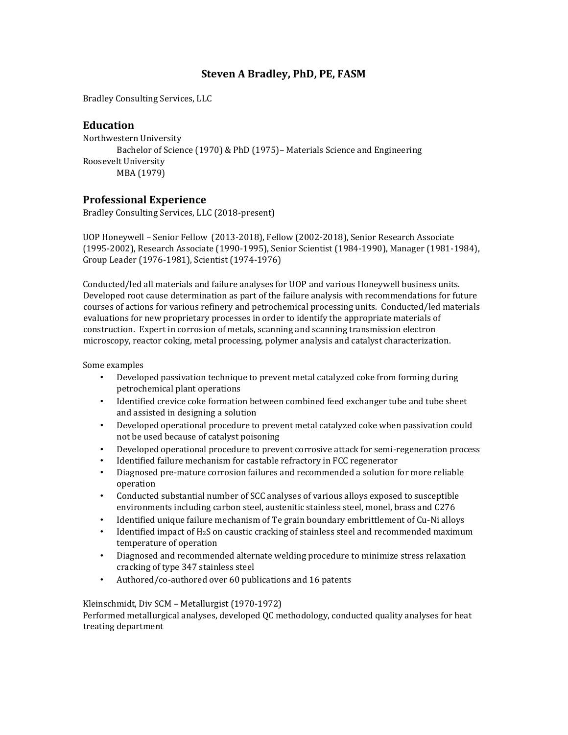# Steven A Bradley, PhD, PE, FASM

Bradley Consulting Services, LLC

## Education

Northwestern University

Bachelor of Science (1970) & PhD (1975)– Materials Science and Engineering

Roosevelt University

MBA (1979)

## Professional Experience

Bradley Consulting Services, LLC (2018-present)

UOP Honeywell – Senior Fellow (2013-2018), Fellow (2002-2018), Senior Research Associate (1995-2002), Research Associate (1990-1995), Senior Scientist (1984-1990), Manager (1981-1984), Group Leader (1976-1981), Scientist (1974-1976)

Conducted/led all materials and failure analyses for UOP and various Honeywell business units. Developed root cause determination as part of the failure analysis with recommendations for future courses of actions for various refinery and petrochemical processing units. Conducted/led materials evaluations for new proprietary processes in order to identify the appropriate materials of construction. Expert in corrosion of metals, scanning and scanning transmission electron microscopy, reactor coking, metal processing, polymer analysis and catalyst characterization.

Some examples

- Developed passivation technique to prevent metal catalyzed coke from forming during petrochemical plant operations
- Identified crevice coke formation between combined feed exchanger tube and tube sheet and assisted in designing a solution
- Developed operational procedure to prevent metal catalyzed coke when passivation could not be used because of catalyst poisoning
- Developed operational procedure to prevent corrosive attack for semi-regeneration process
- Identified failure mechanism for castable refractory in FCC regenerator
- Diagnosed pre-mature corrosion failures and recommended a solution for more reliable operation
- Conducted substantial number of SCC analyses of various alloys exposed to susceptible environments including carbon steel, austenitic stainless steel, monel, brass and C276
- Identified unique failure mechanism of Te grain boundary embrittlement of Cu-Ni alloys
- Identified impact of $H_2S$ on caustic cracking of stainless steel and recommended maximum temperature of operation
- Diagnosed and recommended alternate welding procedure to minimize stress relaxation cracking of type 347 stainless steel
- Authored/co-authored over 60 publications and 16 patents

Kleinschmidt, Div SCM – Metallurgist (1970-1972)

Performed metallurgical analyses, developed QC methodology, conducted quality analyses for heat treating department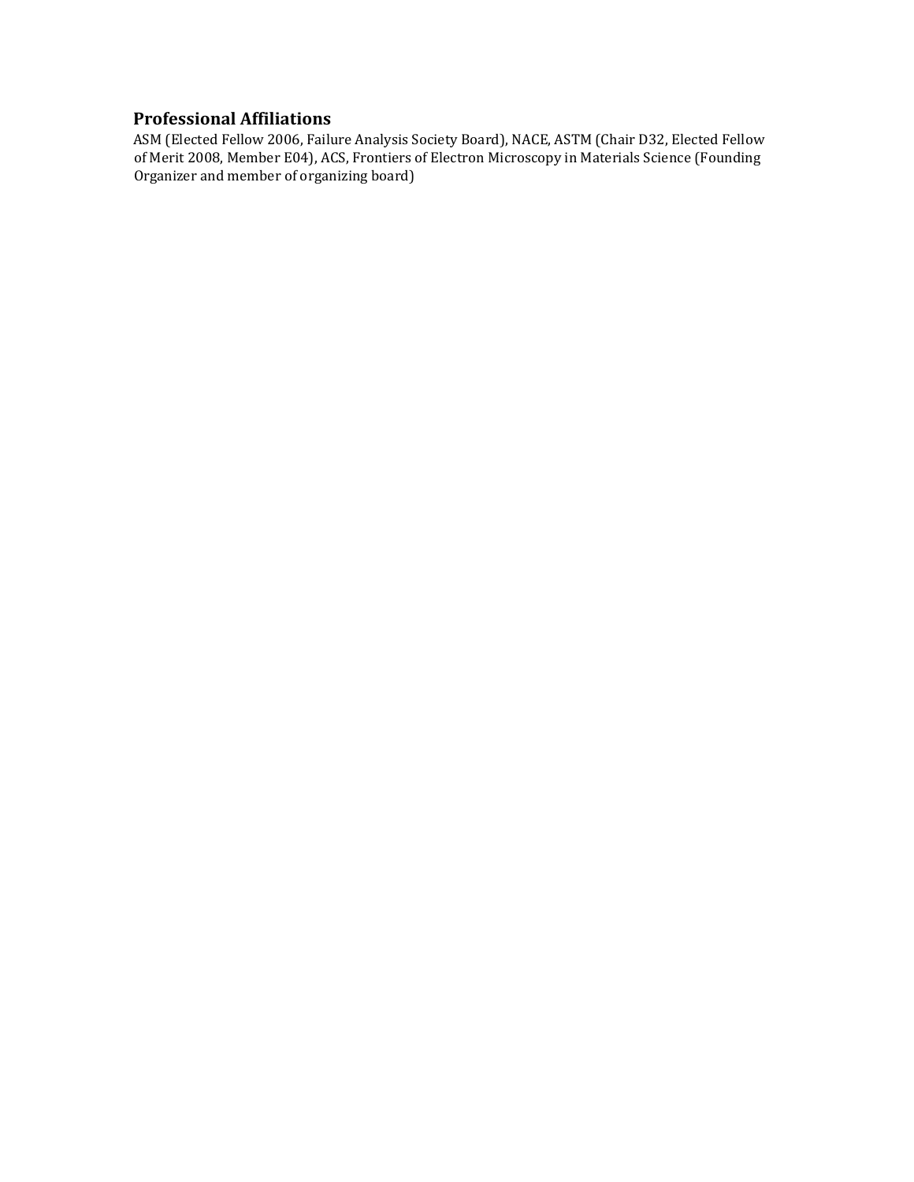## Professional Affiliations

ASM (Elected Fellow 2006, Failure Analysis Society Board), NACE, ASTM (Chair D32, Elected Fellow of Merit 2008, Member E04), ACS, Frontiers of Electron Microscopy in Materials Science (Founding Organizer and member of organizing board)